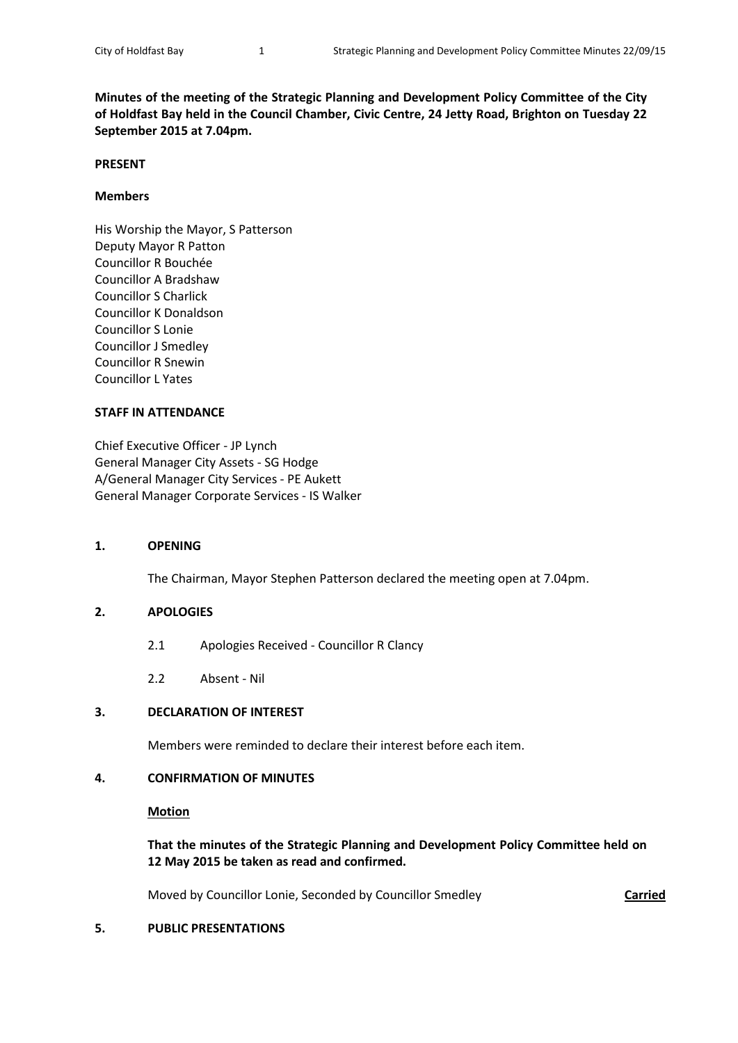**Minutes of the meeting of the Strategic Planning and Development Policy Committee of the City of Holdfast Bay held in the Council Chamber, Civic Centre, 24 Jetty Road, Brighton on Tuesday 22 September 2015 at 7.04pm.**

**PRESENT**

**Members**

His Worship the Mayor, S Patterson
Deputy Mayor R Patton
Councillor R Bouchée
Councillor A Bradshaw
Councillor S Charlick
Councillor K Donaldson
Councillor S Lonie
Councillor J Smedley
Councillor R Snewin
Councillor L Yates

**STAFF IN ATTENDANCE**

Chief Executive Officer - JP Lynch
General Manager City Assets - SG Hodge
A/General Manager City Services - PE Aukett
General Manager Corporate Services - IS Walker

**1. OPENING**

The Chairman, Mayor Stephen Patterson declared the meeting open at 7.04pm.

**2. APOLOGIES**

2.1 Apologies Received - Councillor R Clancy

2.2 Absent - Nil

**3. DECLARATION OF INTEREST**

Members were reminded to declare their interest before each item.

**4. CONFIRMATION OF MINUTES**

**Motion**

**That the minutes of the Strategic Planning and Development Policy Committee held on 12 May 2015 be taken as read and confirmed.**

Moved by Councillor Lonie, Seconded by Councillor Smedley **Carried**

**5. PUBLIC PRESENTATIONS**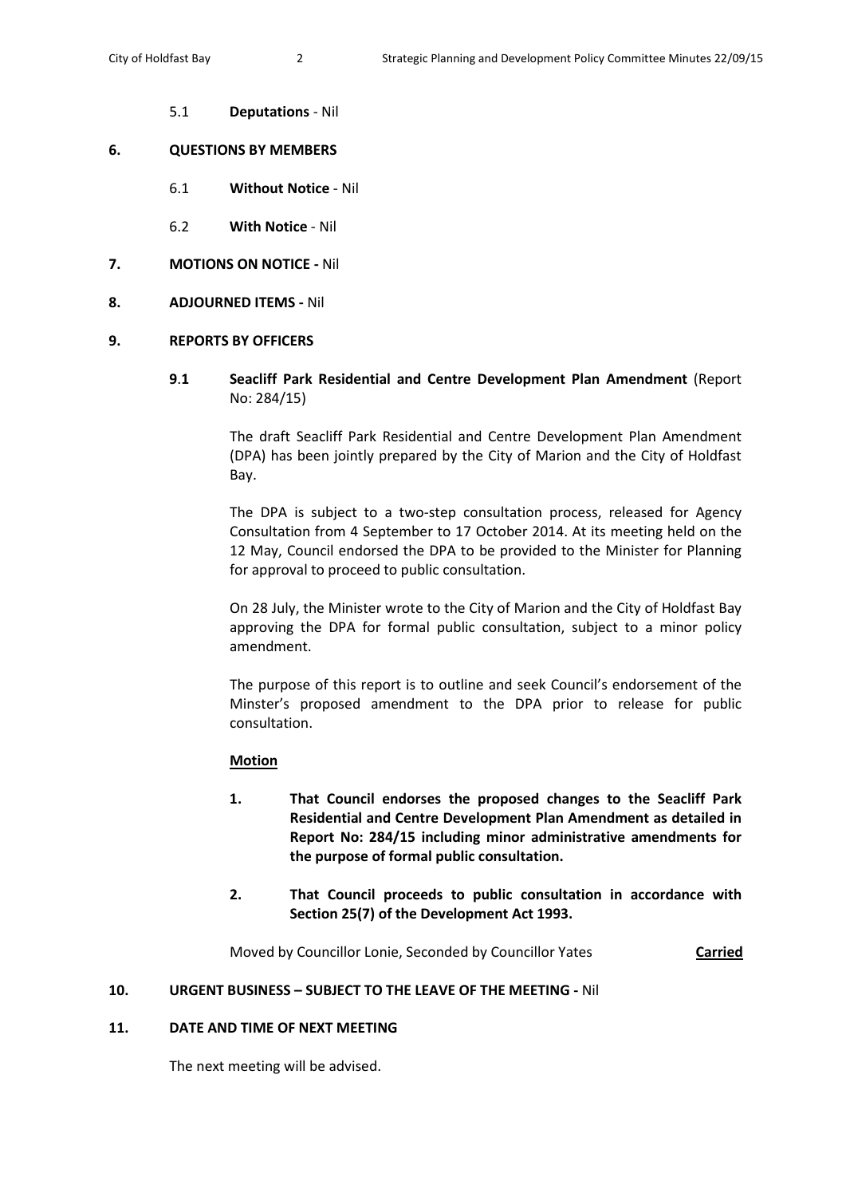5.1 **Deputations** - Nil

**6. QUESTIONS BY MEMBERS**

6.1 **Without Notice** - Nil

6.2 **With Notice** - Nil

**7. MOTIONS ON NOTICE -** Nil

**8. ADJOURNED ITEMS -** Nil

**9. REPORTS BY OFFICERS**

**9.1 Seacliff Park Residential and Centre Development Plan Amendment** (Report No: 284/15)

The draft Seacliff Park Residential and Centre Development Plan Amendment (DPA) has been jointly prepared by the City of Marion and the City of Holdfast Bay.

The DPA is subject to a two-step consultation process, released for Agency Consultation from 4 September to 17 October 2014. At its meeting held on the 12 May, Council endorsed the DPA to be provided to the Minister for Planning for approval to proceed to public consultation.

On 28 July, the Minister wrote to the City of Marion and the City of Holdfast Bay approving the DPA for formal public consultation, subject to a minor policy amendment.

The purpose of this report is to outline and seek Council's endorsement of the Minster's proposed amendment to the DPA prior to release for public consultation.

**Motion**

1. **That Council endorses the proposed changes to the Seacliff Park Residential and Centre Development Plan Amendment as detailed in Report No: 284/15 including minor administrative amendments for the purpose of formal public consultation.**

2. **That Council proceeds to public consultation in accordance with Section 25(7) of the Development Act 1993.**

Moved by Councillor Lonie, Seconded by Councillor Yates **Carried**

**10. URGENT BUSINESS – SUBJECT TO THE LEAVE OF THE MEETING -** Nil

**11. DATE AND TIME OF NEXT MEETING**

The next meeting will be advised.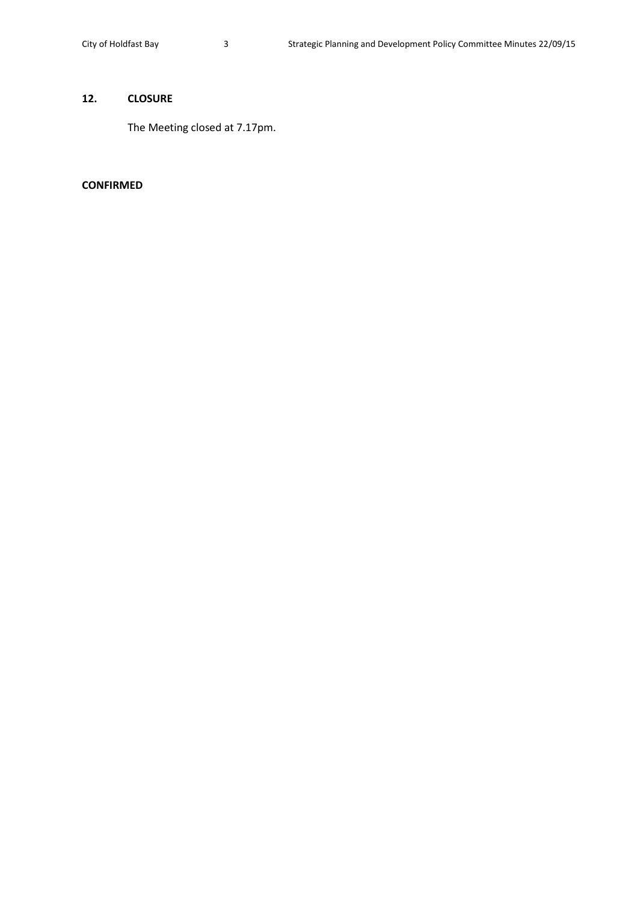**12. CLOSURE**

The Meeting closed at 7.17pm.

**CONFIRMED**